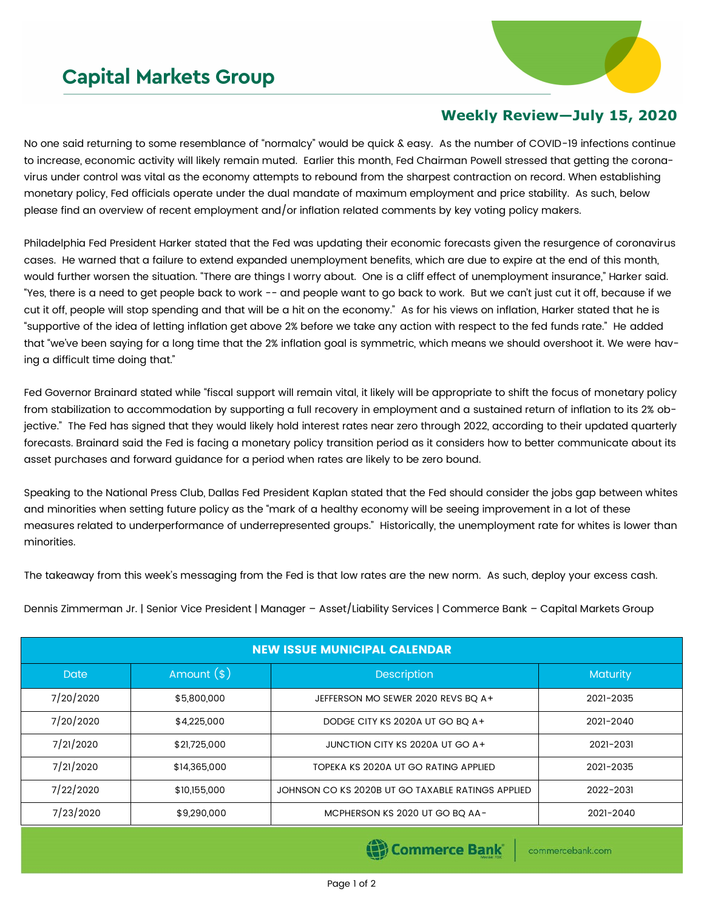# Capital Markets Group

## Weekly Review—July 15, 2020

No one said returning to some resemblance of "normalcy" would be quick & easy. As the number of COVID-19 infections continue to increase, economic activity will likely remain muted. Earlier this month, Fed Chairman Powell stressed that getting the corona-virus under control was vital as the economy attempts to rebound from the sharpest contraction on record. When establishing monetary policy, Fed officials operate under the dual mandate of maximum employment and price stability. As such, below please find an overview of recent employment and/or inflation related comments by key voting policy makers.

Philadelphia Fed President Harker stated that the Fed was updating their economic forecasts given the resurgence of coronavirus cases. He warned that a failure to extend expanded unemployment benefits, which are due to expire at the end of this month, would further worsen the situation. "There are things I worry about. One is a cliff effect of unemployment insurance," Harker said. "Yes, there is a need to get people back to work -- and people want to go back to work. But we can't just cut it off, because if we cut it off, people will stop spending and that will be a hit on the economy." As for his views on inflation, Harker stated that he is "supportive of the idea of letting inflation get above 2% before we take any action with respect to the fed funds rate." He added that "we've been saying for a long time that the 2% inflation goal is symmetric, which means we should overshoot it. We were having a difficult time doing that."

Fed Governor Brainard stated while "fiscal support will remain vital, it likely will be appropriate to shift the focus of monetary policy from stabilization to accommodation by supporting a full recovery in employment and a sustained return of inflation to its 2% objective." The Fed has signed that they would likely hold interest rates near zero through 2022, according to their updated quarterly forecasts. Brainard said the Fed is facing a monetary policy transition period as it considers how to better communicate about its asset purchases and forward guidance for a period when rates are likely to be zero bound.

Speaking to the National Press Club, Dallas Fed President Kaplan stated that the Fed should consider the jobs gap between whites and minorities when setting future policy as the "mark of a healthy economy will be seeing improvement in a lot of these measures related to underperformance of underrepresented groups." Historically, the unemployment rate for whites is lower than minorities.

The takeaway from this week's messaging from the Fed is that low rates are the new norm. As such, deploy your excess cash.

Dennis Zimmerman Jr. | Senior Vice President | Manager – Asset/Liability Services | Commerce Bank – Capital Markets Group

| NEW ISSUE MUNICIPAL CALENDAR | | | |
|---|---|---|---|
| Date | Amount ($) | Description | Maturity |
| 7/20/2020 | $5,800,000 | JEFFERSON MO SEWER 2020 REVS BQ A+ | 2021-2035 |
| 7/20/2020 | $4,225,000 | DODGE CITY KS 2020A UT GO BQ A+ | 2021-2040 |
| 7/21/2020 | $21,725,000 | JUNCTION CITY KS 2020A UT GO A+ | 2021-2031 |
| 7/21/2020 | $14,365,000 | TOPEKA KS 2020A UT GO RATING APPLIED | 2021-2035 |
| 7/22/2020 | $10,155,000 | JOHNSON CO KS 2020B UT GO TAXABLE RATINGS APPLIED | 2022-2031 |
| 7/23/2020 | $9,290,000 | MCPHERSON KS 2020 UT GO BQ AA- | 2021-2040 |

Commerce Bank | commercebank.com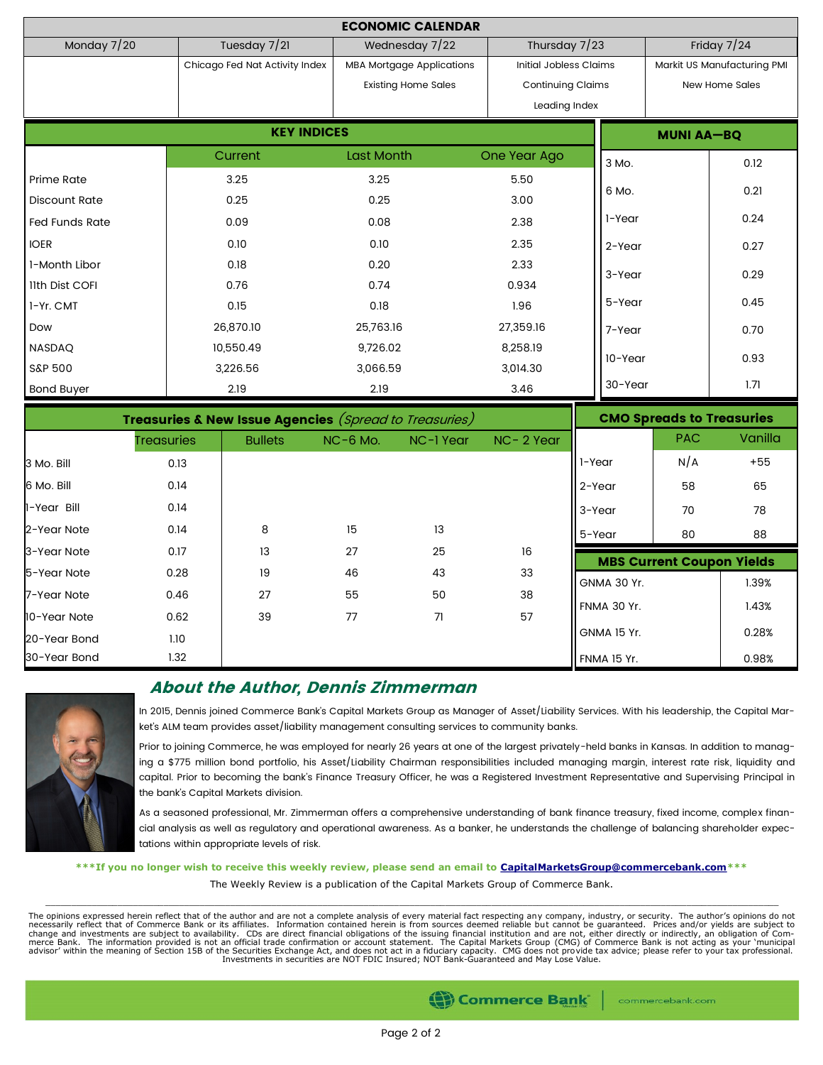## ECONOMIC CALENDAR

| Monday 7/20 | Tuesday 7/21 | Wednesday 7/22 | Thursday 7/23 | Friday 7/24 |
|---|---|---|---|---|
| | Chicago Fed Nat Activity Index | MBA Mortgage Applications | Initial Jobless Claims | Markit US Manufacturing PMI |
| | | Existing Home Sales | Continuing Claims | New Home Sales |
| | | | Leading Index | |

## KEY INDICES

| | Current | Last Month | One Year Ago |
|---|---|---|---|
| Prime Rate | 3.25 | 3.25 | 5.50 |
| Discount Rate | 0.25 | 0.25 | 3.00 |
| Fed Funds Rate | 0.09 | 0.08 | 2.38 |
| IOER | 0.10 | 0.10 | 2.35 |
| 1-Month Libor | 0.18 | 0.20 | 2.33 |
| 11th Dist COFI | 0.76 | 0.74 | 0.934 |
| 1-Yr. CMT | 0.15 | 0.18 | 1.96 |
| Dow | 26,870.10 | 25,763.16 | 27,359.16 |
| NASDAQ | 10,550.49 | 9,726.02 | 8,258.19 |
| S&P 500 | 3,226.56 | 3,066.59 | 3,014.30 |
| Bond Buyer | 2.19 | 2.19 | 3.46 |

## MUNI AA—BQ

| | |
|---|---|
| 3 Mo. | 0.12 |
| 6 Mo. | 0.21 |
| 1-Year | 0.24 |
| 2-Year | 0.27 |
| 3-Year | 0.29 |
| 5-Year | 0.45 |
| 7-Year | 0.70 |
| 10-Year | 0.93 |
| 30-Year | 1.71 |

## Treasuries & New Issue Agencies *(Spread to Treasuries)*

| | Treasuries | Bullets | NC-6 Mo. | NC-1 Year | NC- 2 Year |
|---|---|---|---|---|---|
| 3 Mo. Bill | 0.13 | | | | |
| 6 Mo. Bill | 0.14 | | | | |
| 1-Year Bill | 0.14 | | | | |
| 2-Year Note | 0.14 | 8 | 15 | 13 | |
| 3-Year Note | 0.17 | 13 | 27 | 25 | 16 |
| 5-Year Note | 0.28 | 19 | 46 | 43 | 33 |
| 7-Year Note | 0.46 | 27 | 55 | 50 | 38 |
| 10-Year Note | 0.62 | 39 | 77 | 71 | 57 |
| 20-Year Bond | 1.10 | | | | |
| 30-Year Bond | 1.32 | | | | |

## CMO Spreads to Treasuries

| | PAC | Vanilla |
|---|---|---|
| 1-Year | N/A | +55 |
| 2-Year | 58 | 65 |
| 3-Year | 70 | 78 |
| 5-Year | 80 | 88 |

## MBS Current Coupon Yields

| | |
|---|---|
| GNMA 30 Yr. | 1.39% |
| FNMA 30 Yr. | 1.43% |
| GNMA 15 Yr. | 0.28% |
| FNMA 15 Yr. | 0.98% |

## *About the Author, Dennis Zimmerman*

In 2015, Dennis joined Commerce Bank's Capital Markets Group as Manager of Asset/Liability Services. With his leadership, the Capital Market's ALM team provides asset/liability management consulting services to community banks.

Prior to joining Commerce, he was employed for nearly 26 years at one of the largest privately-held banks in Kansas. In addition to managing a $775 million bond portfolio, his Asset/Liability Chairman responsibilities included managing margin, interest rate risk, liquidity and capital. Prior to becoming the bank's Finance Treasury Officer, he was a Registered Investment Representative and Supervising Principal in the bank's Capital Markets division.

As a seasoned professional, Mr. Zimmerman offers a comprehensive understanding of bank finance treasury, fixed income, complex financial analysis as well as regulatory and operational awareness. As a banker, he understands the challenge of balancing shareholder expectations within appropriate levels of risk.

***If you no longer wish to receive this weekly review, please send an email to CapitalMarketsGroup@commercebank.com***

The Weekly Review is a publication of the Capital Markets Group of Commerce Bank.

The opinions expressed herein reflect that of the author and are not a complete analysis of every material fact respecting any company, industry, or security. The author's opinions do not necessarily reflect that of Commerce Bank or its affiliates. Information contained herein is from sources deemed reliable but cannot be guaranteed. Prices and/or yields are subject to change and investments are subject to availability. CDs are direct financial obligations of the issuing financial institution and are not, either directly or indirectly, an obligation of Commerce Bank. The information provided is not an official trade confirmation or account statement. The Capital Markets Group (CMG) of Commerce Bank is not acting as your 'municipal advisor' within the meaning of Section 15B of the Securities Exchange Act, and does not act in a fiduciary capacity. CMG does not provide tax advice; please refer to your tax professional. Investments in securities are NOT FDIC Insured; NOT Bank-Guaranteed and May Lose Value.

Commerce Bank | commercebank.com